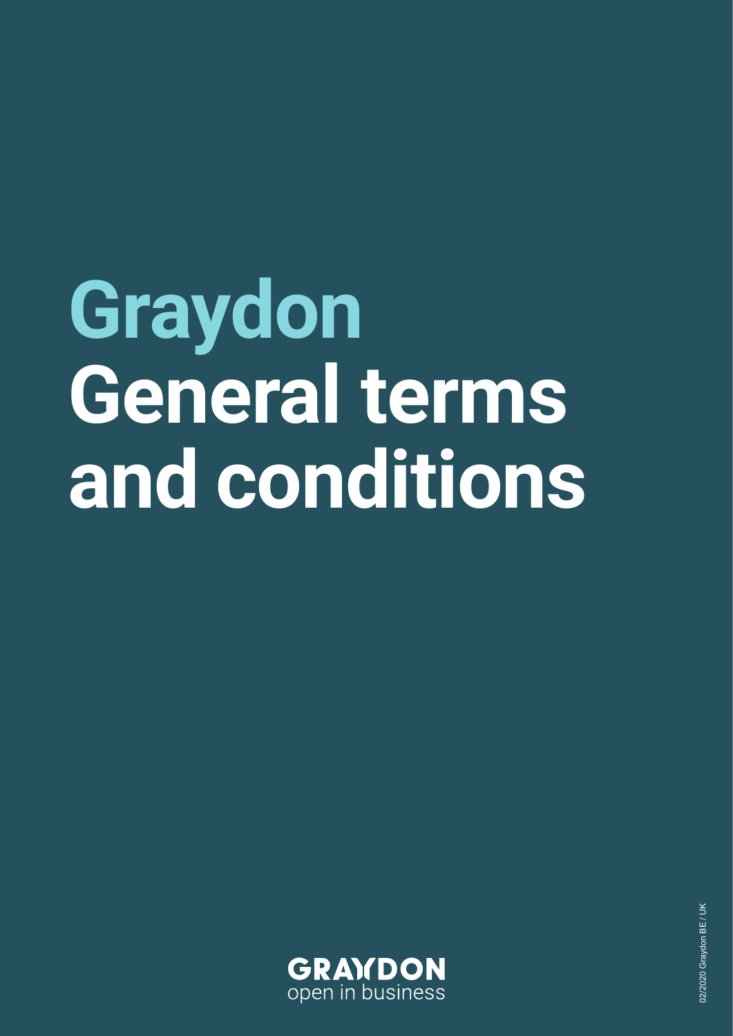# Graydon General terms and conditions

GRAYDON
open in business

02/2020 Graydon BE / UK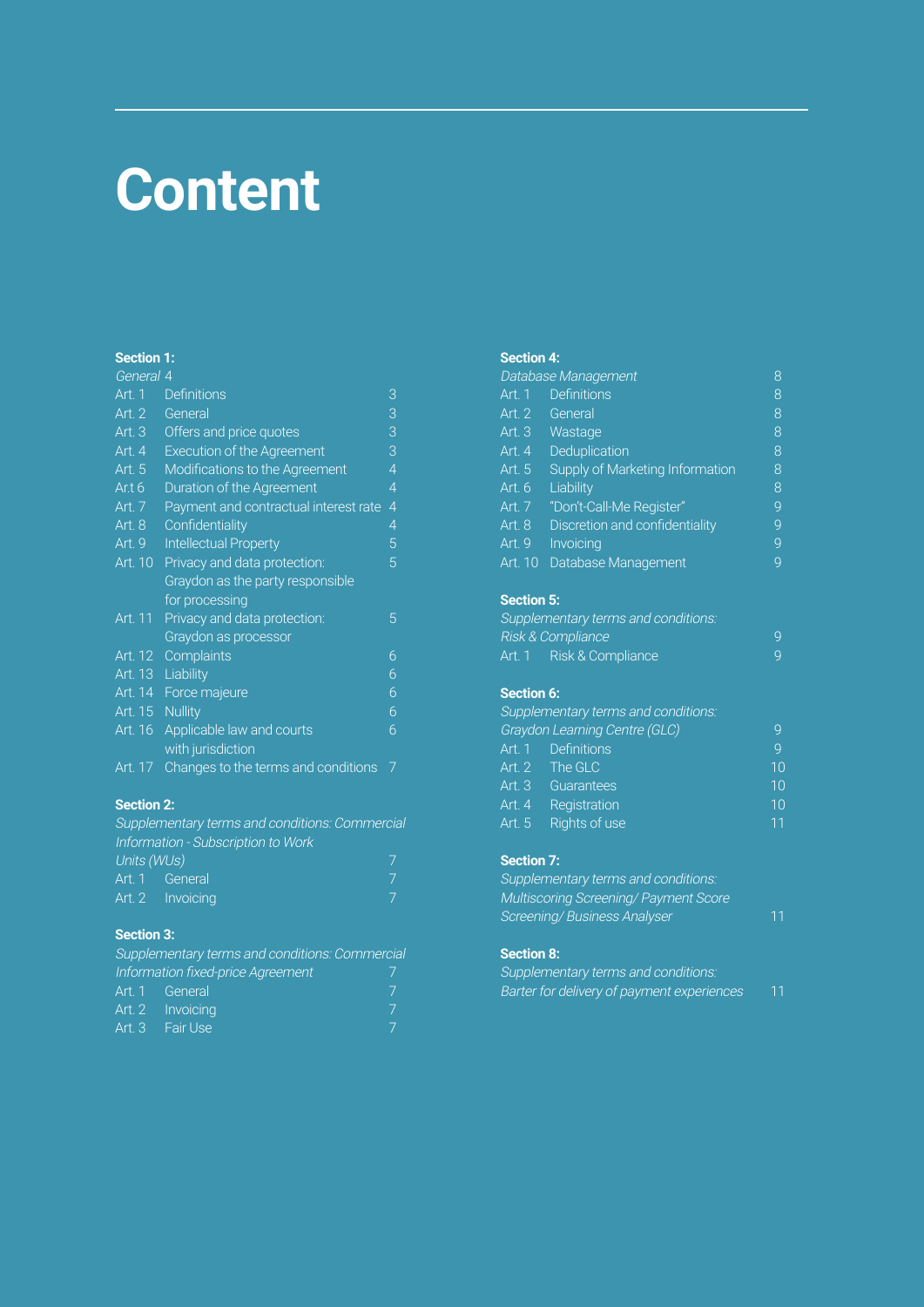# Content

**Section 1:**
*General* 4

| | | |
|---|---|---|
| Art. 1 | Definitions | 3 |
| Art. 2 | General | 3 |
| Art. 3 | Offers and price quotes | 3 |
| Art. 4 | Execution of the Agreement | 3 |
| Art. 5 | Modifications to the Agreement | 4 |
| Art 6 | Duration of the Agreement | 4 |
| Art. 7 | Payment and contractual interest rate | 4 |
| Art. 8 | Confidentiality | 4 |
| Art. 9 | Intellectual Property | 5 |
| Art. 10 | Privacy and data protection: Graydon as the party responsible for processing | 5 |
| Art. 11 | Privacy and data protection: Graydon as processor | 5 |
| Art. 12 | Complaints | 6 |
| Art. 13 | Liability | 6 |
| Art. 14 | Force majeure | 6 |
| Art. 15 | Nullity | 6 |
| Art. 16 | Applicable law and courts with jurisdiction | 6 |
| Art. 17 | Changes to the terms and conditions | 7 |

**Section 2:**
*Supplementary terms and conditions: Commercial Information - Subscription to Work Units (WUs)* 7

| | | |
|---|---|---|
| Art. 1 | General | 7 |
| Art. 2 | Invoicing | 7 |

**Section 3:**
*Supplementary terms and conditions: Commercial Information fixed-price Agreement* 7

| | | |
|---|---|---|
| Art. 1 | General | 7 |
| Art. 2 | Invoicing | 7 |
| Art. 3 | Fair Use | 7 |

**Section 4:**
*Database Management* 8

| | | |
|---|---|---|
| Art. 1 | Definitions | 8 |
| Art. 2 | General | 8 |
| Art. 3 | Wastage | 8 |
| Art. 4 | Deduplication | 8 |
| Art. 5 | Supply of Marketing Information | 8 |
| Art. 6 | Liability | 8 |
| Art. 7 | "Don't-Call-Me Register" | 9 |
| Art. 8 | Discretion and confidentiality | 9 |
| Art. 9 | Invoicing | 9 |
| Art. 10 | Database Management | 9 |

**Section 5:**
*Supplementary terms and conditions: Risk & Compliance* 9

| | | |
|---|---|---|
| Art. 1 | Risk & Compliance | 9 |

**Section 6:**
*Supplementary terms and conditions: Graydon Learning Centre (GLC)* 9

| | | |
|---|---|---|
| Art. 1 | Definitions | 9 |
| Art. 2 | The GLC | 10 |
| Art. 3 | Guarantees | 10 |
| Art. 4 | Registration | 10 |
| Art. 5 | Rights of use | 11 |

**Section 7:**
*Supplementary terms and conditions: Multiscoring Screening/ Payment Score Screening/ Business Analyser* 11

**Section 8:**
*Supplementary terms and conditions: Barter for delivery of payment experiences* 11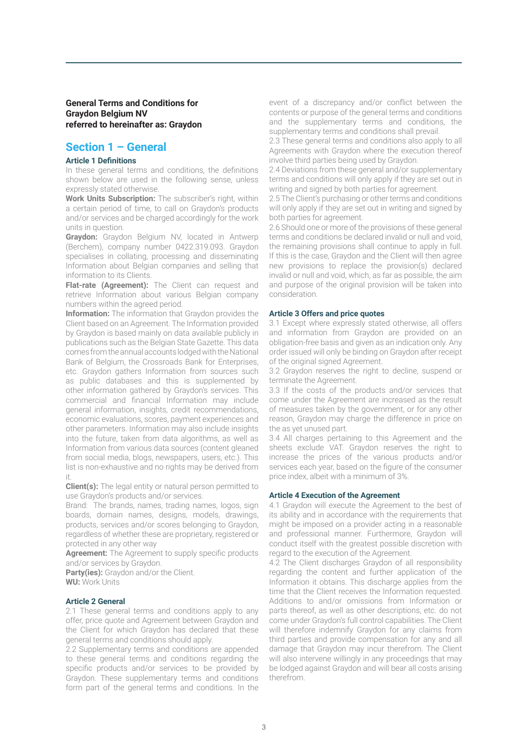**General Terms and Conditions for Graydon Belgium NV referred to hereinafter as: Graydon**

## Section 1 – General

### Article 1 Definitions

In these general terms and conditions, the definitions shown below are used in the following sense, unless expressly stated otherwise.

**Work Units Subscription:** The subscriber's right, within a certain period of time, to call on Graydon's products and/or services and be charged accordingly for the work units in question.

**Graydon:** Graydon Belgium NV, located in Antwerp (Berchem), company number 0422.319.093. Graydon specialises in collating, processing and disseminating Information about Belgian companies and selling that information to its Clients.

**Flat-rate (Agreement):** The Client can request and retrieve Information about various Belgian company numbers within the agreed period.

**Information:** The information that Graydon provides the Client based on an Agreement. The Information provided by Graydon is based mainly on data available publicly in publications such as the Belgian State Gazette. This data comes from the annual accounts lodged with the National Bank of Belgium, the Crossroads Bank for Enterprises, etc. Graydon gathers Information from sources such as public databases and this is supplemented by other information gathered by Graydon's services. This commercial and financial Information may include general information, insights, credit recommendations, economic evaluations, scores, payment experiences and other parameters. Information may also include insights into the future, taken from data algorithms, as well as Information from various data sources (content gleaned from social media, blogs, newspapers, users, etc.). This list is non-exhaustive and no rights may be derived from it.

**Client(s):** The legal entity or natural person permitted to use Graydon's products and/or services.

Brand: The brands, names, trading names, logos, sign boards, domain names, designs, models, drawings, products, services and/or scores belonging to Graydon, regardless of whether these are proprietary, registered or protected in any other way

**Agreement:** The Agreement to supply specific products and/or services by Graydon.

**Party(ies):** Graydon and/or the Client.

**WU:** Work Units

### Article 2 General

2.1 These general terms and conditions apply to any offer, price quote and Agreement between Graydon and the Client for which Graydon has declared that these general terms and conditions should apply.

2.2 Supplementary terms and conditions are appended to these general terms and conditions regarding the specific products and/or services to be provided by Graydon. These supplementary terms and conditions form part of the general terms and conditions. In the event of a discrepancy and/or conflict between the contents or purpose of the general terms and conditions and the supplementary terms and conditions, the supplementary terms and conditions shall prevail.

2.3 These general terms and conditions also apply to all Agreements with Graydon where the execution thereof involve third parties being used by Graydon.

2.4 Deviations from these general and/or supplementary terms and conditions will only apply if they are set out in writing and signed by both parties for agreement.

2.5 The Client's purchasing or other terms and conditions will only apply if they are set out in writing and signed by both parties for agreement.

2.6 Should one or more of the provisions of these general terms and conditions be declared invalid or null and void, the remaining provisions shall continue to apply in full. If this is the case, Graydon and the Client will then agree new provisions to replace the provision(s) declared invalid or null and void, which, as far as possible, the aim and purpose of the original provision will be taken into consideration.

### Article 3 Offers and price quotes

3.1 Except where expressly stated otherwise, all offers and information from Graydon are provided on an obligation-free basis and given as an indication only. Any order issued will only be binding on Graydon after receipt of the original signed Agreement.

3.2 Graydon reserves the right to decline, suspend or terminate the Agreement.

3.3 If the costs of the products and/or services that come under the Agreement are increased as the result of measures taken by the government, or for any other reason, Graydon may charge the difference in price on the as yet unused part.

3.4 All charges pertaining to this Agreement and the sheets exclude VAT. Graydon reserves the right to increase the prices of the various products and/or services each year, based on the figure of the consumer price index, albeit with a minimum of 3%.

### Article 4 Execution of the Agreement

4.1 Graydon will execute the Agreement to the best of its ability and in accordance with the requirements that might be imposed on a provider acting in a reasonable and professional manner. Furthermore, Graydon will conduct itself with the greatest possible discretion with regard to the execution of the Agreement.

4.2 The Client discharges Graydon of all responsibility regarding the content and further application of the Information it obtains. This discharge applies from the time that the Client receives the Information requested. Additions to and/or omissions from Information or parts thereof, as well as other descriptions, etc. do not come under Graydon's full control capabilities. The Client will therefore indemnify Graydon for any claims from third parties and provide compensation for any and all damage that Graydon may incur therefrom. The Client will also intervene willingly in any proceedings that may be lodged against Graydon and will bear all costs arising therefrom.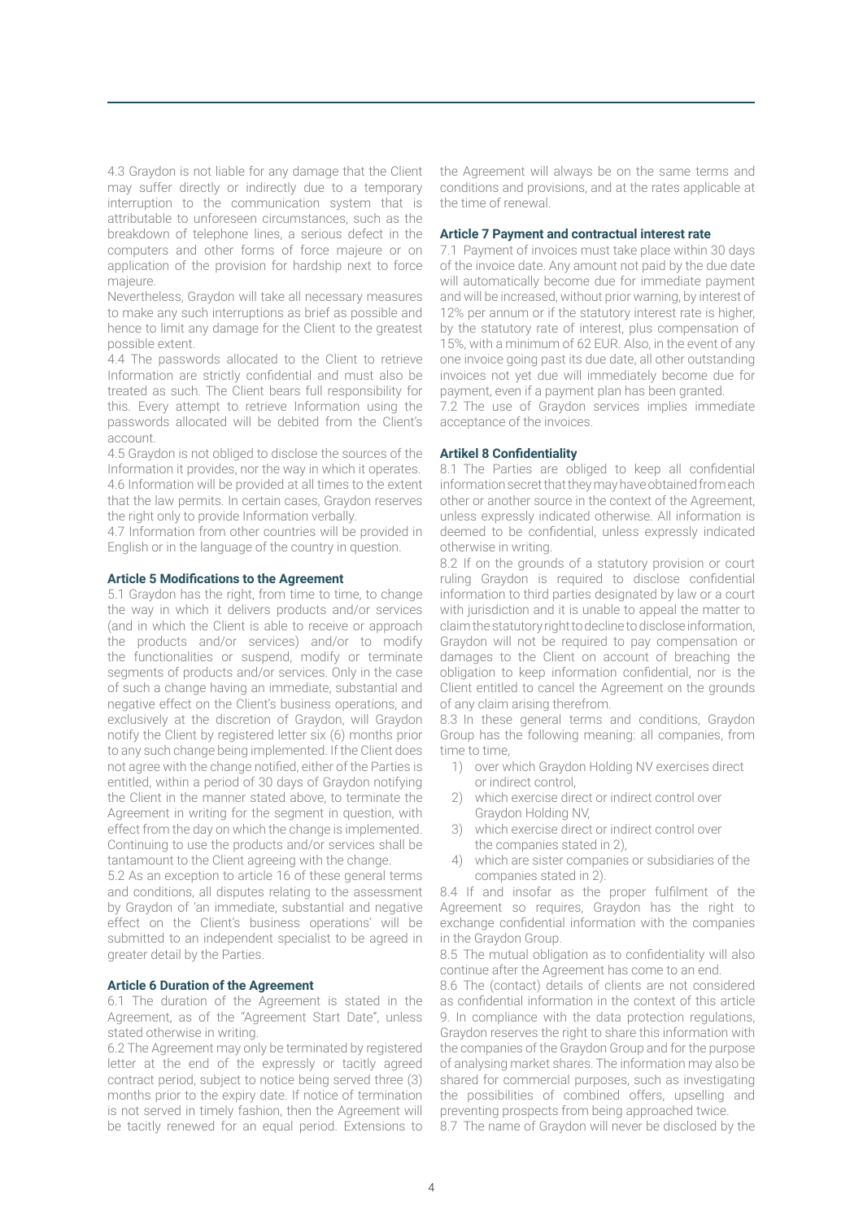4.3 Graydon is not liable for any damage that the Client may suffer directly or indirectly due to a temporary interruption to the communication system that is attributable to unforeseen circumstances, such as the breakdown of telephone lines, a serious defect in the computers and other forms of force majeure or on application of the provision for hardship next to force majeure.

Nevertheless, Graydon will take all necessary measures to make any such interruptions as brief as possible and hence to limit any damage for the Client to the greatest possible extent.

4.4 The passwords allocated to the Client to retrieve Information are strictly confidential and must also be treated as such. The Client bears full responsibility for this. Every attempt to retrieve Information using the passwords allocated will be debited from the Client's account.

4.5 Graydon is not obliged to disclose the sources of the Information it provides, nor the way in which it operates.

4.6 Information will be provided at all times to the extent that the law permits. In certain cases, Graydon reserves the right only to provide Information verbally.

4.7 Information from other countries will be provided in English or in the language of the country in question.

### Article 5 Modifications to the Agreement

5.1 Graydon has the right, from time to time, to change the way in which it delivers products and/or services (and in which the Client is able to receive or approach the products and/or services) and/or to modify the functionalities or suspend, modify or terminate segments of products and/or services. Only in the case of such a change having an immediate, substantial and negative effect on the Client's business operations, and exclusively at the discretion of Graydon, will Graydon notify the Client by registered letter six (6) months prior to any such change being implemented. If the Client does not agree with the change notified, either of the Parties is entitled, within a period of 30 days of Graydon notifying the Client in the manner stated above, to terminate the Agreement in writing for the segment in question, with effect from the day on which the change is implemented. Continuing to use the products and/or services shall be tantamount to the Client agreeing with the change.

5.2 As an exception to article 16 of these general terms and conditions, all disputes relating to the assessment by Graydon of 'an immediate, substantial and negative effect on the Client's business operations' will be submitted to an independent specialist to be agreed in greater detail by the Parties.

### Article 6 Duration of the Agreement

6.1 The duration of the Agreement is stated in the Agreement, as of the "Agreement Start Date", unless stated otherwise in writing.

6.2 The Agreement may only be terminated by registered letter at the end of the expressly or tacitly agreed contract period, subject to notice being served three (3) months prior to the expiry date. If notice of termination is not served in timely fashion, then the Agreement will be tacitly renewed for an equal period. Extensions to the Agreement will always be on the same terms and conditions and provisions, and at the rates applicable at the time of renewal.

### Article 7 Payment and contractual interest rate

7.1 Payment of invoices must take place within 30 days of the invoice date. Any amount not paid by the due date will automatically become due for immediate payment and will be increased, without prior warning, by interest of 12% per annum or if the statutory interest rate is higher, by the statutory rate of interest, plus compensation of 15%, with a minimum of 62 EUR. Also, in the event of any one invoice going past its due date, all other outstanding invoices not yet due will immediately become due for payment, even if a payment plan has been granted.

7.2 The use of Graydon services implies immediate acceptance of the invoices.

### Artikel 8 Confidentiality

8.1 The Parties are obliged to keep all confidential information secret that they may have obtained from each other or another source in the context of the Agreement, unless expressly indicated otherwise. All information is deemed to be confidential, unless expressly indicated otherwise in writing.

8.2 If on the grounds of a statutory provision or court ruling Graydon is required to disclose confidential information to third parties designated by law or a court with jurisdiction and it is unable to appeal the matter to claim the statutory right to decline to disclose information, Graydon will not be required to pay compensation or damages to the Client on account of breaching the obligation to keep information confidential, nor is the Client entitled to cancel the Agreement on the grounds of any claim arising therefrom.

8.3 In these general terms and conditions, Graydon Group has the following meaning: all companies, from time to time,

1) over which Graydon Holding NV exercises direct or indirect control,
2) which exercise direct or indirect control over Graydon Holding NV,
3) which exercise direct or indirect control over the companies stated in 2),
4) which are sister companies or subsidiaries of the companies stated in 2).

8.4 If and insofar as the proper fulfilment of the Agreement so requires, Graydon has the right to exchange confidential information with the companies in the Graydon Group.

8.5 The mutual obligation as to confidentiality will also continue after the Agreement has come to an end.

8.6 The (contact) details of clients are not considered as confidential information in the context of this article 9. In compliance with the data protection regulations, Graydon reserves the right to share this information with the companies of the Graydon Group and for the purpose of analysing market shares. The information may also be shared for commercial purposes, such as investigating the possibilities of combined offers, upselling and preventing prospects from being approached twice.

8.7 The name of Graydon will never be disclosed by the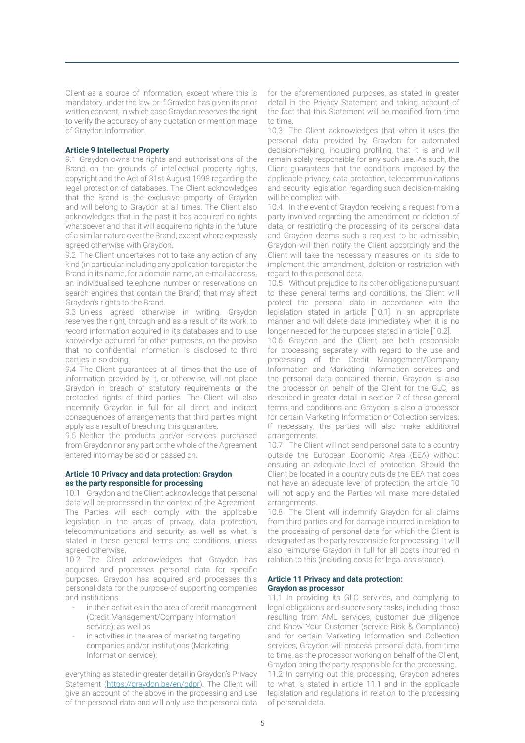Client as a source of information, except where this is mandatory under the law, or if Graydon has given its prior written consent, in which case Graydon reserves the right to verify the accuracy of any quotation or mention made of Graydon Information.

**Article 9 Intellectual Property**

9.1 Graydon owns the rights and authorisations of the Brand on the grounds of intellectual property rights, copyright and the Act of 31st August 1998 regarding the legal protection of databases. The Client acknowledges that the Brand is the exclusive property of Graydon and will belong to Graydon at all times. The Client also acknowledges that in the past it has acquired no rights whatsoever and that it will acquire no rights in the future of a similar nature over the Brand, except where expressly agreed otherwise with Graydon.

9.2 The Client undertakes not to take any action of any kind (in particular including any application to register the Brand in its name, for a domain name, an e-mail address, an individualised telephone number or reservations on search engines that contain the Brand) that may affect Graydon's rights to the Brand.

9.3 Unless agreed otherwise in writing, Graydon reserves the right, through and as a result of its work, to record information acquired in its databases and to use knowledge acquired for other purposes, on the proviso that no confidential information is disclosed to third parties in so doing.

9.4 The Client guarantees at all times that the use of information provided by it, or otherwise, will not place Graydon in breach of statutory requirements or the protected rights of third parties. The Client will also indemnify Graydon in full for all direct and indirect consequences of arrangements that third parties might apply as a result of breaching this guarantee.

9.5 Neither the products and/or services purchased from Graydon nor any part or the whole of the Agreement entered into may be sold or passed on.

**Article 10 Privacy and data protection: Graydon as the party responsible for processing**

10.1 Graydon and the Client acknowledge that personal data will be processed in the context of the Agreement. The Parties will each comply with the applicable legislation in the areas of privacy, data protection, telecommunications and security, as well as what is stated in these general terms and conditions, unless agreed otherwise.

10.2 The Client acknowledges that Graydon has acquired and processes personal data for specific purposes. Graydon has acquired and processes this personal data for the purpose of supporting companies and institutions:

- in their activities in the area of credit management (Credit Management/Company Information service); as well as
- in activities in the area of marketing targeting companies and/or institutions (Marketing Information service);

everything as stated in greater detail in Graydon's Privacy Statement (https://graydon.be/en/gdpr). The Client will give an account of the above in the processing and use of the personal data and will only use the personal data for the aforementioned purposes, as stated in greater detail in the Privacy Statement and taking account of the fact that this Statement will be modified from time to time.

10.3 The Client acknowledges that when it uses the personal data provided by Graydon for automated decision-making, including profiling, that it is and will remain solely responsible for any such use. As such, the Client guarantees that the conditions imposed by the applicable privacy, data protection, telecommunications and security legislation regarding such decision-making will be complied with.

10.4 In the event of Graydon receiving a request from a party involved regarding the amendment or deletion of data, or restricting the processing of its personal data and Graydon deems such a request to be admissible, Graydon will then notify the Client accordingly and the Client will take the necessary measures on its side to implement this amendment, deletion or restriction with regard to this personal data.

10.5 Without prejudice to its other obligations pursuant to these general terms and conditions, the Client will protect the personal data in accordance with the legislation stated in article [10.1] in an appropriate manner and will delete data immediately when it is no longer needed for the purposes stated in article [10.2].

10.6 Graydon and the Client are both responsible for processing separately with regard to the use and processing of the Credit Management/Company Information and Marketing Information services and the personal data contained therein. Graydon is also the processor on behalf of the Client for the GLC, as described in greater detail in section 7 of these general terms and conditions and Graydon is also a processor for certain Marketing Information or Collection services. If necessary, the parties will also make additional arrangements.

10.7 The Client will not send personal data to a country outside the European Economic Area (EEA) without ensuring an adequate level of protection. Should the Client be located in a country outside the EEA that does not have an adequate level of protection, the article 10 will not apply and the Parties will make more detailed arrangements.

10.8 The Client will indemnify Graydon for all claims from third parties and for damage incurred in relation to the processing of personal data for which the Client is designated as the party responsible for processing. It will also reimburse Graydon in full for all costs incurred in relation to this (including costs for legal assistance).

**Article 11 Privacy and data protection: Graydon as processor**

11.1 In providing its GLC services, and complying to legal obligations and supervisory tasks, including those resulting from AML services, customer due diligence and Know Your Customer (service Risk & Compliance) and for certain Marketing Information and Collection services, Graydon will process personal data, from time to time, as the processor working on behalf of the Client, Graydon being the party responsible for the processing.

11.2 In carrying out this processing, Graydon adheres to what is stated in article 11.1 and in the applicable legislation and regulations in relation to the processing of personal data.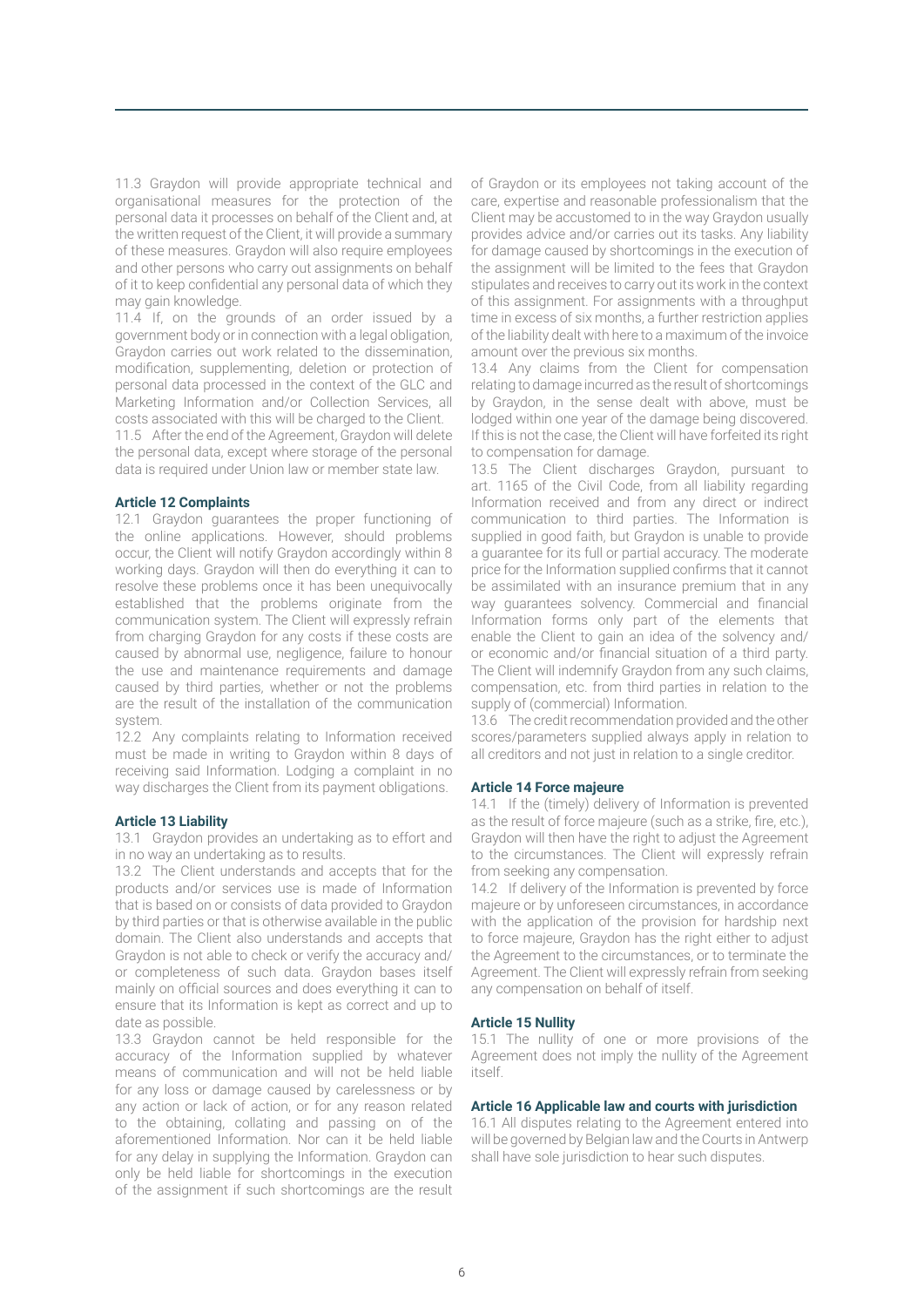11.3 Graydon will provide appropriate technical and organisational measures for the protection of the personal data it processes on behalf of the Client and, at the written request of the Client, it will provide a summary of these measures. Graydon will also require employees and other persons who carry out assignments on behalf of it to keep confidential any personal data of which they may gain knowledge.

11.4 If, on the grounds of an order issued by a government body or in connection with a legal obligation, Graydon carries out work related to the dissemination, modification, supplementing, deletion or protection of personal data processed in the context of the GLC and Marketing Information and/or Collection Services, all costs associated with this will be charged to the Client.

11.5 After the end of the Agreement, Graydon will delete the personal data, except where storage of the personal data is required under Union law or member state law.

### Article 12 Complaints

12.1 Graydon guarantees the proper functioning of the online applications. However, should problems occur, the Client will notify Graydon accordingly within 8 working days. Graydon will then do everything it can to resolve these problems once it has been unequivocally established that the problems originate from the communication system. The Client will expressly refrain from charging Graydon for any costs if these costs are caused by abnormal use, negligence, failure to honour the use and maintenance requirements and damage caused by third parties, whether or not the problems are the result of the installation of the communication system.

12.2 Any complaints relating to Information received must be made in writing to Graydon within 8 days of receiving said Information. Lodging a complaint in no way discharges the Client from its payment obligations.

### Article 13 Liability

13.1 Graydon provides an undertaking as to effort and in no way an undertaking as to results.

13.2 The Client understands and accepts that for the products and/or services use is made of Information that is based on or consists of data provided to Graydon by third parties or that is otherwise available in the public domain. The Client also understands and accepts that Graydon is not able to check or verify the accuracy and/or completeness of such data. Graydon bases itself mainly on official sources and does everything it can to ensure that its Information is kept as correct and up to date as possible.

13.3 Graydon cannot be held responsible for the accuracy of the Information supplied by whatever means of communication and will not be held liable for any loss or damage caused by carelessness or by any action or lack of action, or for any reason related to the obtaining, collating and passing on of the aforementioned Information. Nor can it be held liable for any delay in supplying the Information. Graydon can only be held liable for shortcomings in the execution of the assignment if such shortcomings are the result of Graydon or its employees not taking account of the care, expertise and reasonable professionalism that the Client may be accustomed to in the way Graydon usually provides advice and/or carries out its tasks. Any liability for damage caused by shortcomings in the execution of the assignment will be limited to the fees that Graydon stipulates and receives to carry out its work in the context of this assignment. For assignments with a throughput time in excess of six months, a further restriction applies of the liability dealt with here to a maximum of the invoice amount over the previous six months.

13.4 Any claims from the Client for compensation relating to damage incurred as the result of shortcomings by Graydon, in the sense dealt with above, must be lodged within one year of the damage being discovered. If this is not the case, the Client will have forfeited its right to compensation for damage.

13.5 The Client discharges Graydon, pursuant to art. 1165 of the Civil Code, from all liability regarding Information received and from any direct or indirect communication to third parties. The Information is supplied in good faith, but Graydon is unable to provide a guarantee for its full or partial accuracy. The moderate price for the Information supplied confirms that it cannot be assimilated with an insurance premium that in any way guarantees solvency. Commercial and financial Information forms only part of the elements that enable the Client to gain an idea of the solvency and/or economic and/or financial situation of a third party. The Client will indemnify Graydon from any such claims, compensation, etc. from third parties in relation to the supply of (commercial) Information.

13.6 The credit recommendation provided and the other scores/parameters supplied always apply in relation to all creditors and not just in relation to a single creditor.

### Article 14 Force majeure

14.1 If the (timely) delivery of Information is prevented as the result of force majeure (such as a strike, fire, etc.), Graydon will then have the right to adjust the Agreement to the circumstances. The Client will expressly refrain from seeking any compensation.

14.2 If delivery of the Information is prevented by force majeure or by unforeseen circumstances, in accordance with the application of the provision for hardship next to force majeure, Graydon has the right either to adjust the Agreement to the circumstances, or to terminate the Agreement. The Client will expressly refrain from seeking any compensation on behalf of itself.

### Article 15 Nullity

15.1 The nullity of one or more provisions of the Agreement does not imply the nullity of the Agreement itself.

### Article 16 Applicable law and courts with jurisdiction

16.1 All disputes relating to the Agreement entered into will be governed by Belgian law and the Courts in Antwerp shall have sole jurisdiction to hear such disputes.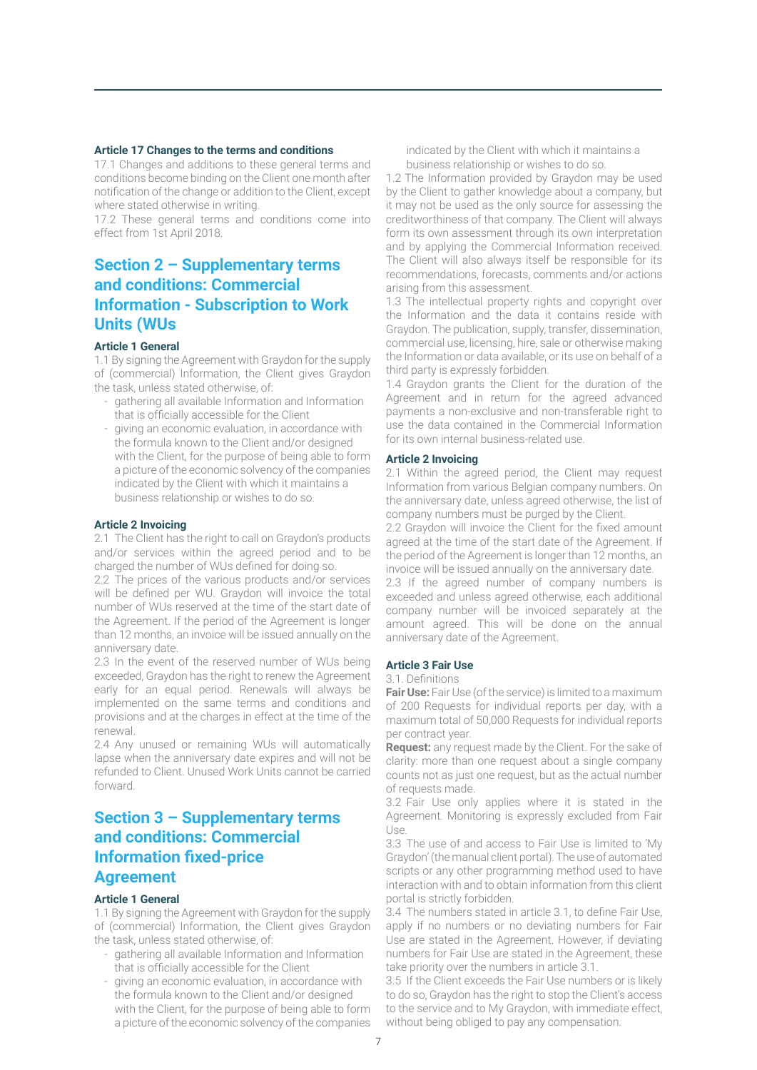### Article 17 Changes to the terms and conditions

17.1 Changes and additions to these general terms and conditions become binding on the Client one month after notification of the change or addition to the Client, except where stated otherwise in writing.

17.2 These general terms and conditions come into effect from 1st April 2018.

## Section 2 – Supplementary terms and conditions: Commercial Information - Subscription to Work Units (WUs

### Article 1 General

1.1 By signing the Agreement with Graydon for the supply of (commercial) Information, the Client gives Graydon the task, unless stated otherwise, of:

- gathering all available Information and Information that is officially accessible for the Client
- giving an economic evaluation, in accordance with the formula known to the Client and/or designed with the Client, for the purpose of being able to form a picture of the economic solvency of the companies indicated by the Client with which it maintains a business relationship or wishes to do so.

### Article 2 Invoicing

2.1 The Client has the right to call on Graydon's products and/or services within the agreed period and to be charged the number of WUs defined for doing so.

2.2 The prices of the various products and/or services will be defined per WU. Graydon will invoice the total number of WUs reserved at the time of the start date of the Agreement. If the period of the Agreement is longer than 12 months, an invoice will be issued annually on the anniversary date.

2.3 In the event of the reserved number of WUs being exceeded, Graydon has the right to renew the Agreement early for an equal period. Renewals will always be implemented on the same terms and conditions and provisions and at the charges in effect at the time of the renewal.

2.4 Any unused or remaining WUs will automatically lapse when the anniversary date expires and will not be refunded to Client. Unused Work Units cannot be carried forward.

## Section 3 – Supplementary terms and conditions: Commercial Information fixed-price Agreement

### Article 1 General

1.1 By signing the Agreement with Graydon for the supply of (commercial) Information, the Client gives Graydon the task, unless stated otherwise, of:

- gathering all available Information and Information that is officially accessible for the Client
- giving an economic evaluation, in accordance with the formula known to the Client and/or designed with the Client, for the purpose of being able to form a picture of the economic solvency of the companies indicated by the Client with which it maintains a business relationship or wishes to do so.

1.2 The Information provided by Graydon may be used by the Client to gather knowledge about a company, but it may not be used as the only source for assessing the creditworthiness of that company. The Client will always form its own assessment through its own interpretation and by applying the Commercial Information received. The Client will also always itself be responsible for its recommendations, forecasts, comments and/or actions arising from this assessment.

1.3 The intellectual property rights and copyright over the Information and the data it contains reside with Graydon. The publication, supply, transfer, dissemination, commercial use, licensing, hire, sale or otherwise making the Information or data available, or its use on behalf of a third party is expressly forbidden.

1.4 Graydon grants the Client for the duration of the Agreement and in return for the agreed advanced payments a non-exclusive and non-transferable right to use the data contained in the Commercial Information for its own internal business-related use.

### Article 2 Invoicing

2.1 Within the agreed period, the Client may request Information from various Belgian company numbers. On the anniversary date, unless agreed otherwise, the list of company numbers must be purged by the Client.

2.2 Graydon will invoice the Client for the fixed amount agreed at the time of the start date of the Agreement. If the period of the Agreement is longer than 12 months, an invoice will be issued annually on the anniversary date.

2.3 If the agreed number of company numbers is exceeded and unless agreed otherwise, each additional company number will be invoiced separately at the amount agreed. This will be done on the annual anniversary date of the Agreement.

### Article 3 Fair Use

3.1. Definitions

**Fair Use:** Fair Use (of the service) is limited to a maximum of 200 Requests for individual reports per day, with a maximum total of 50,000 Requests for individual reports per contract year.

**Request:** any request made by the Client. For the sake of clarity: more than one request about a single company counts not as just one request, but as the actual number of requests made.

3.2 Fair Use only applies where it is stated in the Agreement. Monitoring is expressly excluded from Fair Use.

3.3 The use of and access to Fair Use is limited to 'My Graydon' (the manual client portal). The use of automated scripts or any other programming method used to have interaction with and to obtain information from this client portal is strictly forbidden.

3.4 The numbers stated in article 3.1, to define Fair Use, apply if no numbers or no deviating numbers for Fair Use are stated in the Agreement. However, if deviating numbers for Fair Use are stated in the Agreement, these take priority over the numbers in article 3.1.

3.5 If the Client exceeds the Fair Use numbers or is likely to do so, Graydon has the right to stop the Client's access to the service and to My Graydon, with immediate effect, without being obliged to pay any compensation.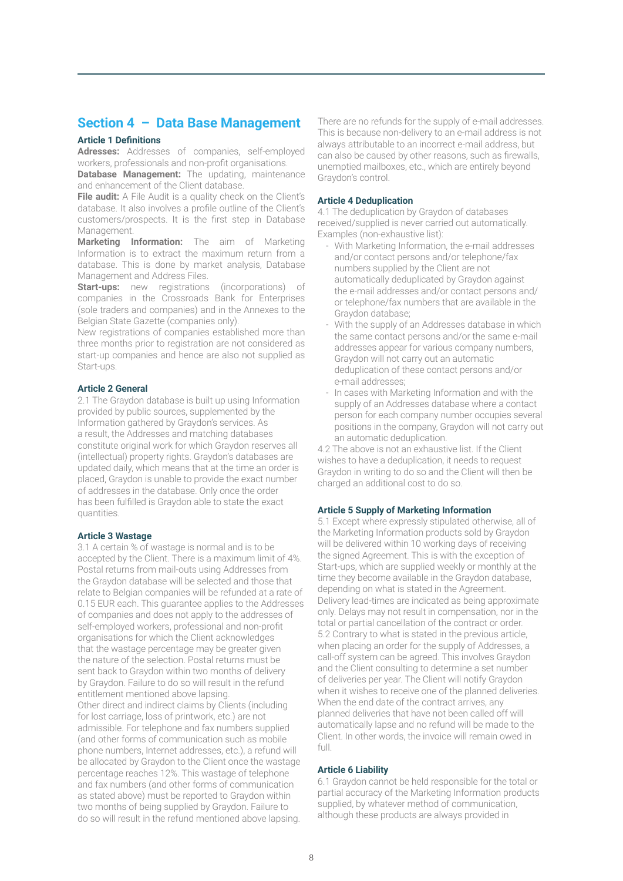## Section 4 – Data Base Management

### Article 1 Definitions

**Adresses:** Addresses of companies, self-employed workers, professionals and non-profit organisations.

**Database Management:** The updating, maintenance and enhancement of the Client database.

**File audit:** A File Audit is a quality check on the Client's database. It also involves a profile outline of the Client's customers/prospects. It is the first step in Database Management.

**Marketing Information:** The aim of Marketing Information is to extract the maximum return from a database. This is done by market analysis, Database Management and Address Files.

**Start-ups:** new registrations (incorporations) of companies in the Crossroads Bank for Enterprises (sole traders and companies) and in the Annexes to the Belgian State Gazette (companies only).

New registrations of companies established more than three months prior to registration are not considered as start-up companies and hence are also not supplied as Start-ups.

### Article 2 General

2.1 The Graydon database is built up using Information provided by public sources, supplemented by the Information gathered by Graydon's services. As a result, the Addresses and matching databases constitute original work for which Graydon reserves all (intellectual) property rights. Graydon's databases are updated daily, which means that at the time an order is placed, Graydon is unable to provide the exact number of addresses in the database. Only once the order has been fulfilled is Graydon able to state the exact quantities.

### Article 3 Wastage

3.1 A certain % of wastage is normal and is to be accepted by the Client. There is a maximum limit of 4%. Postal returns from mail-outs using Addresses from the Graydon database will be selected and those that relate to Belgian companies will be refunded at a rate of 0.15 EUR each. This guarantee applies to the Addresses of companies and does not apply to the addresses of self-employed workers, professional and non-profit organisations for which the Client acknowledges that the wastage percentage may be greater given the nature of the selection. Postal returns must be sent back to Graydon within two months of delivery by Graydon. Failure to do so will result in the refund entitlement mentioned above lapsing.

Other direct and indirect claims by Clients (including for lost carriage, loss of printwork, etc.) are not admissible. For telephone and fax numbers supplied (and other forms of communication such as mobile phone numbers, Internet addresses, etc.), a refund will be allocated by Graydon to the Client once the wastage percentage reaches 12%. This wastage of telephone and fax numbers (and other forms of communication as stated above) must be reported to Graydon within two months of being supplied by Graydon. Failure to do so will result in the refund mentioned above lapsing.

There are no refunds for the supply of e-mail addresses. This is because non-delivery to an e-mail address is not always attributable to an incorrect e-mail address, but can also be caused by other reasons, such as firewalls, unemptied mailboxes, etc., which are entirely beyond Graydon's control.

### Article 4 Deduplication

4.1 The deduplication by Graydon of databases received/supplied is never carried out automatically. Examples (non-exhaustive list):

- With Marketing Information, the e-mail addresses and/or contact persons and/or telephone/fax numbers supplied by the Client are not automatically deduplicated by Graydon against the e-mail addresses and/or contact persons and/or telephone/fax numbers that are available in the Graydon database;
- With the supply of an Addresses database in which the same contact persons and/or the same e-mail addresses appear for various company numbers, Graydon will not carry out an automatic deduplication of these contact persons and/or e-mail addresses;
- In cases with Marketing Information and with the supply of an Addresses database where a contact person for each company number occupies several positions in the company, Graydon will not carry out an automatic deduplication.

4.2 The above is not an exhaustive list. If the Client wishes to have a deduplication, it needs to request Graydon in writing to do so and the Client will then be charged an additional cost to do so.

### Article 5 Supply of Marketing Information

5.1 Except where expressly stipulated otherwise, all of the Marketing Information products sold by Graydon will be delivered within 10 working days of receiving the signed Agreement. This is with the exception of Start-ups, which are supplied weekly or monthly at the time they become available in the Graydon database, depending on what is stated in the Agreement. Delivery lead-times are indicated as being approximate only. Delays may not result in compensation, nor in the total or partial cancellation of the contract or order.

5.2 Contrary to what is stated in the previous article, when placing an order for the supply of Addresses, a call-off system can be agreed. This involves Graydon and the Client consulting to determine a set number of deliveries per year. The Client will notify Graydon when it wishes to receive one of the planned deliveries. When the end date of the contract arrives, any planned deliveries that have not been called off will automatically lapse and no refund will be made to the Client. In other words, the invoice will remain owed in full.

### Article 6 Liability

6.1 Graydon cannot be held responsible for the total or partial accuracy of the Marketing Information products supplied, by whatever method of communication, although these products are always provided in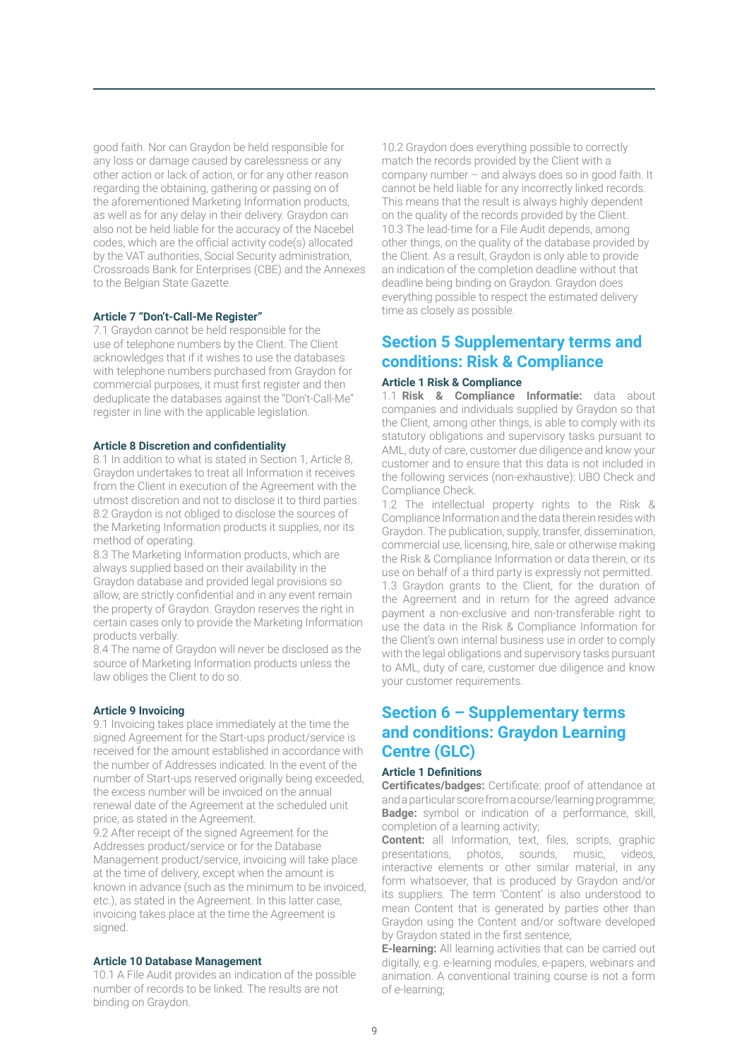good faith. Nor can Graydon be held responsible for any loss or damage caused by carelessness or any other action or lack of action, or for any other reason regarding the obtaining, gathering or passing on of the aforementioned Marketing Information products, as well as for any delay in their delivery. Graydon can also not be held liable for the accuracy of the Nacebel codes, which are the official activity code(s) allocated by the VAT authorities, Social Security administration, Crossroads Bank for Enterprises (CBE) and the Annexes to the Belgian State Gazette.

#### Article 7 "Don't-Call-Me Register"

7.1 Graydon cannot be held responsible for the use of telephone numbers by the Client. The Client acknowledges that if it wishes to use the databases with telephone numbers purchased from Graydon for commercial purposes, it must first register and then deduplicate the databases against the "Don't-Call-Me" register in line with the applicable legislation.

#### Article 8 Discretion and confidentiality

8.1 In addition to what is stated in Section 1, Article 8, Graydon undertakes to treat all Information it receives from the Client in execution of the Agreement with the utmost discretion and not to disclose it to third parties.
8.2 Graydon is not obliged to disclose the sources of the Marketing Information products it supplies, nor its method of operating.
8.3 The Marketing Information products, which are always supplied based on their availability in the Graydon database and provided legal provisions so allow, are strictly confidential and in any event remain the property of Graydon. Graydon reserves the right in certain cases only to provide the Marketing Information products verbally.
8.4 The name of Graydon will never be disclosed as the source of Marketing Information products unless the law obliges the Client to do so.

#### Article 9 Invoicing

9.1 Invoicing takes place immediately at the time the signed Agreement for the Start-ups product/service is received for the amount established in accordance with the number of Addresses indicated. In the event of the number of Start-ups reserved originally being exceeded, the excess number will be invoiced on the annual renewal date of the Agreement at the scheduled unit price, as stated in the Agreement.
9.2 After receipt of the signed Agreement for the Addresses product/service or for the Database Management product/service, invoicing will take place at the time of delivery, except when the amount is known in advance (such as the minimum to be invoiced, etc.), as stated in the Agreement. In this latter case, invoicing takes place at the time the Agreement is signed.

#### Article 10 Database Management

10.1 A File Audit provides an indication of the possible number of records to be linked. The results are not binding on Graydon.
10.2 Graydon does everything possible to correctly match the records provided by the Client with a company number – and always does so in good faith. It cannot be held liable for any incorrectly linked records. This means that the result is always highly dependent on the quality of the records provided by the Client.
10.3 The lead-time for a File Audit depends, among other things, on the quality of the database provided by the Client. As a result, Graydon is only able to provide an indication of the completion deadline without that deadline being binding on Graydon. Graydon does everything possible to respect the estimated delivery time as closely as possible.

## Section 5 Supplementary terms and conditions: Risk & Compliance

#### Article 1 Risk & Compliance

1.1 **Risk & Compliance Informatie:** data about companies and individuals supplied by Graydon so that the Client, among other things, is able to comply with its statutory obligations and supervisory tasks pursuant to AML, duty of care, customer due diligence and know your customer and to ensure that this data is not included in the following services (non-exhaustive): UBO Check and Compliance Check.
1.2 The intellectual property rights to the Risk & Compliance Information and the data therein resides with Graydon. The publication, supply, transfer, dissemination, commercial use, licensing, hire, sale or otherwise making the Risk & Compliance Information or data therein, or its use on behalf of a third party is expressly not permitted.
1.3 Graydon grants to the Client, for the duration of the Agreement and in return for the agreed advance payment a non-exclusive and non-transferable right to use the data in the Risk & Compliance Information for the Client's own internal business use in order to comply with the legal obligations and supervisory tasks pursuant to AML, duty of care, customer due diligence and know your customer requirements.

## Section 6 – Supplementary terms and conditions: Graydon Learning Centre (GLC)

#### Article 1 Definitions

**Certificates/badges:** Certificate: proof of attendance at and a particular score from a course/learning programme; **Badge:** symbol or indication of a performance, skill, completion of a learning activity;
**Content:** all Information, text, files, scripts, graphic presentations, photos, sounds, music, videos, interactive elements or other similar material, in any form whatsoever, that is produced by Graydon and/or its suppliers. The term 'Content' is also understood to mean Content that is generated by parties other than Graydon using the Content and/or software developed by Graydon stated in the first sentence;
**E-learning:** All learning activities that can be carried out digitally, e.g. e-learning modules, e-papers, webinars and animation. A conventional training course is not a form of e-learning;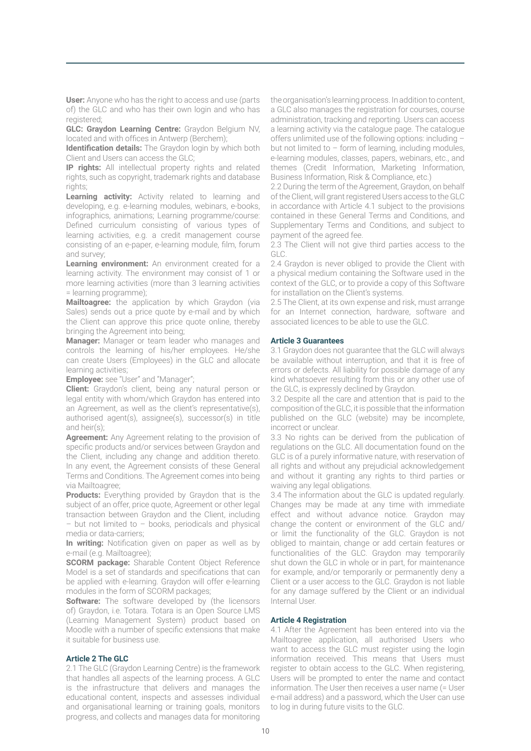**User:** Anyone who has the right to access and use (parts of) the GLC and who has their own login and who has registered;

**GLC: Graydon Learning Centre:** Graydon Belgium NV, located and with offices in Antwerp (Berchem);

**Identification details:** The Graydon login by which both Client and Users can access the GLC;

**IP rights:** All intellectual property rights and related rights, such as copyright, trademark rights and database rights;

**Learning activity:** Activity related to learning and developing, e.g. e-learning modules, webinars, e-books, infographics, animations; Learning programme/course: Defined curriculum consisting of various types of learning activities, e.g. a credit management course consisting of an e-paper, e-learning module, film, forum and survey;

**Learning environment:** An environment created for a learning activity. The environment may consist of 1 or more learning activities (more than 3 learning activities = learning programme);

**Mailtoagree:** the application by which Graydon (via Sales) sends out a price quote by e-mail and by which the Client can approve this price quote online, thereby bringing the Agreement into being;

**Manager:** Manager or team leader who manages and controls the learning of his/her employees. He/she can create Users (Employees) in the GLC and allocate learning activities;

**Employee:** see "User" and "Manager";

**Client:** Graydon's client, being any natural person or legal entity with whom/which Graydon has entered into an Agreement, as well as the client's representative(s), authorised agent(s), assignee(s), successor(s) in title and heir(s);

**Agreement:** Any Agreement relating to the provision of specific products and/or services between Graydon and the Client, including any change and addition thereto. In any event, the Agreement consists of these General Terms and Conditions. The Agreement comes into being via Mailtoagree;

**Products:** Everything provided by Graydon that is the subject of an offer, price quote, Agreement or other legal transaction between Graydon and the Client, including – but not limited to – books, periodicals and physical media or data-carriers;

**In writing:** Notification given on paper as well as by e-mail (e.g. Mailtoagree);

**SCORM package:** Sharable Content Object Reference Model is a set of standards and specifications that can be applied with e-learning. Graydon will offer e-learning modules in the form of SCORM packages;

**Software:** The software developed by (the licensors of) Graydon, i.e. Totara. Totara is an Open Source LMS (Learning Management System) product based on Moodle with a number of specific extensions that make it suitable for business use.

### Article 2 The GLC

2.1 The GLC (Graydon Learning Centre) is the framework that handles all aspects of the learning process. A GLC is the infrastructure that delivers and manages the educational content, inspects and assesses individual and organisational learning or training goals, monitors progress, and collects and manages data for monitoring the organisation's learning process. In addition to content, a GLC also manages the registration for courses, course administration, tracking and reporting. Users can access a learning activity via the catalogue page. The catalogue offers unlimited use of the following options: including – but not limited to – form of learning, including modules, e-learning modules, classes, papers, webinars, etc., and themes (Credit Information, Marketing Information, Business Information, Risk & Compliance, etc.)

2.2 During the term of the Agreement, Graydon, on behalf of the Client, will grant registered Users access to the GLC in accordance with Article 4.1 subject to the provisions contained in these General Terms and Conditions, and Supplementary Terms and Conditions, and subject to payment of the agreed fee.

2.3 The Client will not give third parties access to the GLC.

2.4 Graydon is never obliged to provide the Client with a physical medium containing the Software used in the context of the GLC, or to provide a copy of this Software for installation on the Client's systems.

2.5 The Client, at its own expense and risk, must arrange for an Internet connection, hardware, software and associated licences to be able to use the GLC.

### Article 3 Guarantees

3.1 Graydon does not guarantee that the GLC will always be available without interruption, and that it is free of errors or defects. All liability for possible damage of any kind whatsoever resulting from this or any other use of the GLC, is expressly declined by Graydon.

3.2 Despite all the care and attention that is paid to the composition of the GLC, it is possible that the information published on the GLC (website) may be incomplete, incorrect or unclear.

3.3 No rights can be derived from the publication of regulations on the GLC. All documentation found on the GLC is of a purely informative nature, with reservation of all rights and without any prejudicial acknowledgement and without it granting any rights to third parties or waiving any legal obligations.

3.4 The information about the GLC is updated regularly. Changes may be made at any time with immediate effect and without advance notice. Graydon may change the content or environment of the GLC and/or limit the functionality of the GLC. Graydon is not obliged to maintain, change or add certain features or functionalities of the GLC. Graydon may temporarily shut down the GLC in whole or in part, for maintenance for example, and/or temporarily or permanently deny a Client or a user access to the GLC. Graydon is not liable for any damage suffered by the Client or an individual Internal User.

### Article 4 Registration

4.1 After the Agreement has been entered into via the Mailtoagree application, all authorised Users who want to access the GLC must register using the login information received. This means that Users must register to obtain access to the GLC. When registering, Users will be prompted to enter the name and contact information. The User then receives a user name (= User e-mail address) and a password, which the User can use to log in during future visits to the GLC.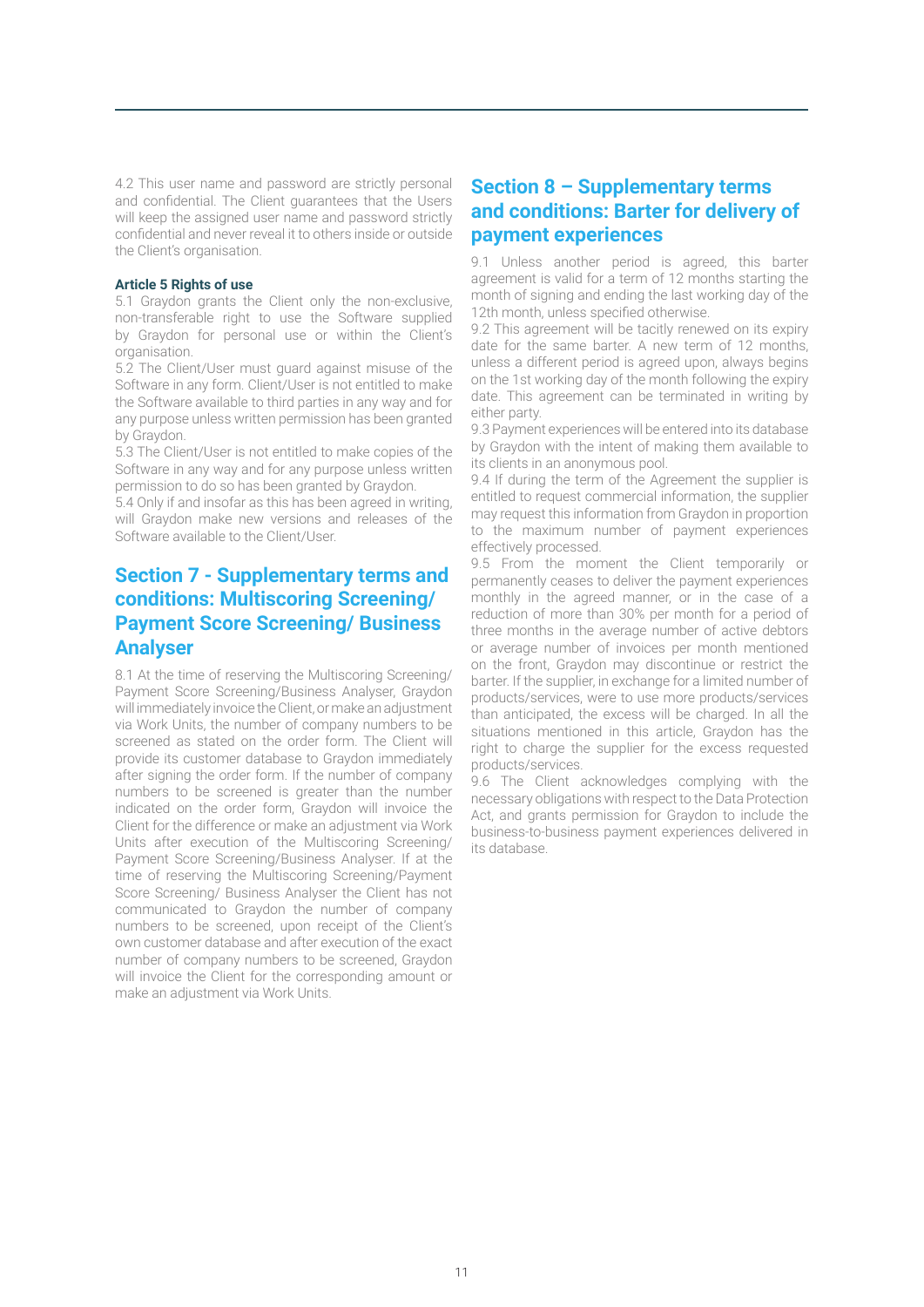4.2 This user name and password are strictly personal and confidential. The Client guarantees that the Users will keep the assigned user name and password strictly confidential and never reveal it to others inside or outside the Client's organisation.

**Article 5 Rights of use**

5.1 Graydon grants the Client only the non-exclusive, non-transferable right to use the Software supplied by Graydon for personal use or within the Client's organisation.

5.2 The Client/User must guard against misuse of the Software in any form. Client/User is not entitled to make the Software available to third parties in any way and for any purpose unless written permission has been granted by Graydon.

5.3 The Client/User is not entitled to make copies of the Software in any way and for any purpose unless written permission to do so has been granted by Graydon.

5.4 Only if and insofar as this has been agreed in writing, will Graydon make new versions and releases of the Software available to the Client/User.

## Section 7 - Supplementary terms and conditions: Multiscoring Screening/ Payment Score Screening/ Business Analyser

8.1 At the time of reserving the Multiscoring Screening/ Payment Score Screening/Business Analyser, Graydon will immediately invoice the Client, or make an adjustment via Work Units, the number of company numbers to be screened as stated on the order form. The Client will provide its customer database to Graydon immediately after signing the order form. If the number of company numbers to be screened is greater than the number indicated on the order form, Graydon will invoice the Client for the difference or make an adjustment via Work Units after execution of the Multiscoring Screening/ Payment Score Screening/Business Analyser. If at the time of reserving the Multiscoring Screening/Payment Score Screening/ Business Analyser the Client has not communicated to Graydon the number of company numbers to be screened, upon receipt of the Client's own customer database and after execution of the exact number of company numbers to be screened, Graydon will invoice the Client for the corresponding amount or make an adjustment via Work Units.

## Section 8 – Supplementary terms and conditions: Barter for delivery of payment experiences

9.1 Unless another period is agreed, this barter agreement is valid for a term of 12 months starting the month of signing and ending the last working day of the 12th month, unless specified otherwise.

9.2 This agreement will be tacitly renewed on its expiry date for the same barter. A new term of 12 months, unless a different period is agreed upon, always begins on the 1st working day of the month following the expiry date. This agreement can be terminated in writing by either party.

9.3 Payment experiences will be entered into its database by Graydon with the intent of making them available to its clients in an anonymous pool.

9.4 If during the term of the Agreement the supplier is entitled to request commercial information, the supplier may request this information from Graydon in proportion to the maximum number of payment experiences effectively processed.

9.5 From the moment the Client temporarily or permanently ceases to deliver the payment experiences monthly in the agreed manner, or in the case of a reduction of more than 30% per month for a period of three months in the average number of active debtors or average number of invoices per month mentioned on the front, Graydon may discontinue or restrict the barter. If the supplier, in exchange for a limited number of products/services, were to use more products/services than anticipated, the excess will be charged. In all the situations mentioned in this article, Graydon has the right to charge the supplier for the excess requested products/services.

9.6 The Client acknowledges complying with the necessary obligations with respect to the Data Protection Act, and grants permission for Graydon to include the business-to-business payment experiences delivered in its database.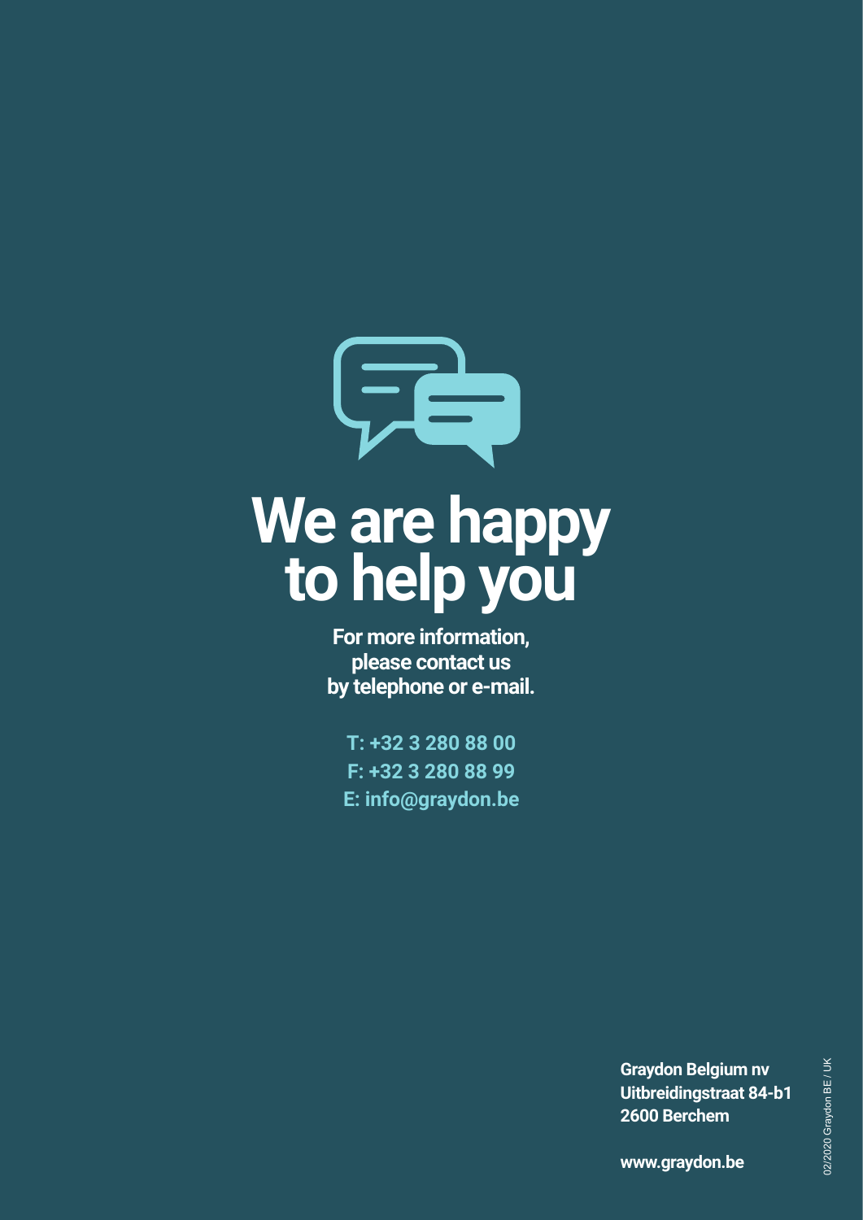# We are happy to help you

**For more information, please contact us by telephone or e-mail.**

**T: +32 3 280 88 00**
**F: +32 3 280 88 99**
**E: info@graydon.be**

**Graydon Belgium nv**
**Uitbreidingstraat 84-b1**
**2600 Berchem**

**www.graydon.be**

02/2020 Graydon BE / UK